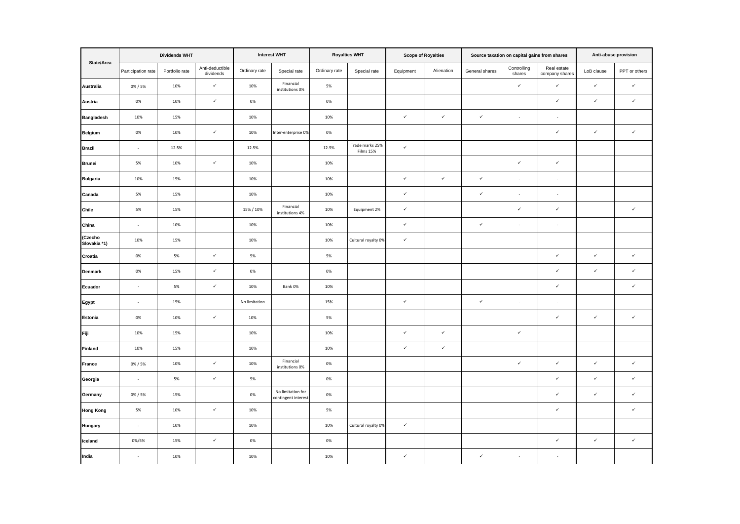| State/Area | Dividends WHT | | | Interest WHT | | Royalties WHT | | Scope of Royalties | | Source taxation on capital gains from shares | | | Anti-abuse provision | |
|---|---|---|---|---|---|---|---|---|---|---|---|---|---|---|
| | Participation rate | Portfolio rate | Anti-deductible dividends | Ordinary rate | Special rate | Ordinary rate | Special rate | Equipment | Alienation | General shares | Controlling shares | Real estate company shares | LoB clause | PPT or others |
| Australia | 0% / 5% | 10% | ✓ | 10% | Financial institutions 0% | 5% | | | | | ✓ | ✓ | ✓ | ✓ |
| Austria | 0% | 10% | ✓ | 0% | | 0% | | | | | | ✓ | ✓ | ✓ |
| Bangladesh | 10% | 15% | | 10% | | 10% | | ✓ | ✓ | ✓ | - | - | | |
| Belgium | 0% | 10% | ✓ | 10% | Inter-enterprise 0% | 0% | | | | | | ✓ | ✓ | ✓ |
| Brazil | - | 12.5% | | 12.5% | | 12.5% | Trade marks 25% Films 15% | ✓ | | | | | | |
| Brunei | 5% | 10% | ✓ | 10% | | 10% | | | | | ✓ | ✓ | | |
| Bulgaria | 10% | 15% | | 10% | | 10% | | ✓ | ✓ | ✓ | - | - | | |
| Canada | 5% | 15% | | 10% | | 10% | | ✓ | | ✓ | - | - | | |
| Chile | 5% | 15% | | 15% / 10% | Financial institutions 4% | 10% | Equipment 2% | ✓ | | | ✓ | ✓ | | ✓ |
| China | - | 10% | | 10% | | 10% | | ✓ | | ✓ | - | - | | |
| (Czecho Slovakia *1) | 10% | 15% | | 10% | | 10% | Cultural royalty 0% | ✓ | | | | | | |
| Croatia | 0% | 5% | ✓ | 5% | | 5% | | | | | | ✓ | ✓ | ✓ |
| Denmark | 0% | 15% | ✓ | 0% | | 0% | | | | | | ✓ | ✓ | ✓ |
| Ecuador | - | 5% | ✓ | 10% | Bank 0% | 10% | | | | | | ✓ | | ✓ |
| Egypt | - | 15% | | No limitation | | 15% | | ✓ | | ✓ | - | - | | |
| Estonia | 0% | 10% | ✓ | 10% | | 5% | | | | | | ✓ | ✓ | ✓ |
| Fiji | 10% | 15% | | 10% | | 10% | | ✓ | ✓ | | ✓ | | | |
| Finland | 10% | 15% | | 10% | | 10% | | ✓ | ✓ | | | | | |
| France | 0% / 5% | 10% | ✓ | 10% | Financial institutions 0% | 0% | | | | | ✓ | ✓ | ✓ | ✓ |
| Georgia | - | 5% | ✓ | 5% | | 0% | | | | | | ✓ | ✓ | ✓ |
| Germany | 0% / 5% | 15% | | 0% | No limitation for contingent interest | 0% | | | | | | ✓ | ✓ | ✓ |
| Hong Kong | 5% | 10% | ✓ | 10% | | 5% | | | | | | ✓ | | ✓ |
| Hungary | - | 10% | | 10% | | 10% | Cultural royalty 0% | ✓ | | | | | | |
| Iceland | 0%/5% | 15% | ✓ | 0% | | 0% | | | | | | ✓ | ✓ | ✓ |
| India | - | 10% | | 10% | | 10% | | ✓ | | ✓ | - | - | | |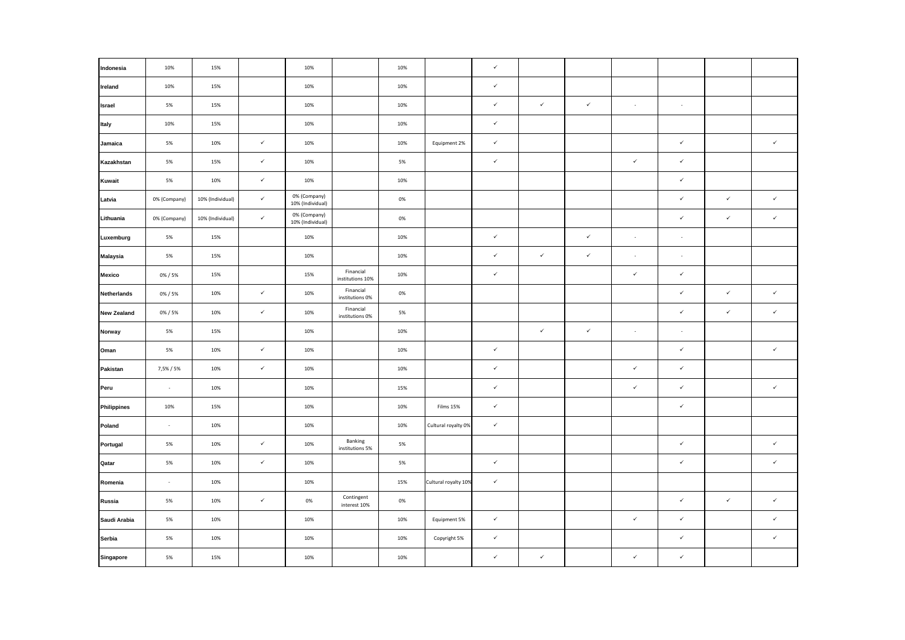| | | | | | | | | | | | | | | |
|---|---|---|---|---|---|---|---|---|---|---|---|---|---|---|
| **Indonesia** | 10% | 15% | | 10% | | 10% | | ✓ | | | | | | |
| **Ireland** | 10% | 15% | | 10% | | 10% | | ✓ | | | | | | |
| **Israel** | 5% | 15% | | 10% | | 10% | | ✓ | ✓ | ✓ | - | - | | |
| **Italy** | 10% | 15% | | 10% | | 10% | | ✓ | | | | | | |
| **Jamaica** | 5% | 10% | ✓ | 10% | | 10% | Equipment 2% | ✓ | | | | ✓ | | ✓ |
| **Kazakhstan** | 5% | 15% | ✓ | 10% | | 5% | | ✓ | | | ✓ | ✓ | | |
| **Kuwait** | 5% | 10% | ✓ | 10% | | 10% | | | | | | ✓ | | |
| **Latvia** | 0% (Company) | 10% (Individual) | ✓ | 0% (Company) 10% (Individual) | | 0% | | | | | | ✓ | ✓ | ✓ |
| **Lithuania** | 0% (Company) | 10% (Individual) | ✓ | 0% (Company) 10% (Individual) | | 0% | | | | | | ✓ | ✓ | ✓ |
| **Luxemburg** | 5% | 15% | | 10% | | 10% | | ✓ | | ✓ | - | - | | |
| **Malaysia** | 5% | 15% | | 10% | | 10% | | ✓ | ✓ | ✓ | - | - | | |
| **Mexico** | 0% / 5% | 15% | | 15% | Financial institutions 10% | 10% | | ✓ | | | ✓ | ✓ | | |
| **Netherlands** | 0% / 5% | 10% | ✓ | 10% | Financial institutions 0% | 0% | | | | | | ✓ | ✓ | ✓ |
| **New Zealand** | 0% / 5% | 10% | ✓ | 10% | Financial institutions 0% | 5% | | | | | | ✓ | ✓ | ✓ |
| **Norway** | 5% | 15% | | 10% | | 10% | | | ✓ | ✓ | - | - | | |
| **Oman** | 5% | 10% | ✓ | 10% | | 10% | | ✓ | | | | ✓ | | ✓ |
| **Pakistan** | 7,5% / 5% | 10% | ✓ | 10% | | 10% | | ✓ | | | ✓ | ✓ | | |
| **Peru** | - | 10% | | 10% | | 15% | | ✓ | | | ✓ | ✓ | | ✓ |
| **Philippines** | 10% | 15% | | 10% | | 10% | Films 15% | ✓ | | | | ✓ | | |
| **Poland** | - | 10% | | 10% | | 10% | Cultural royalty 0% | ✓ | | | | | | |
| **Portugal** | 5% | 10% | ✓ | 10% | Banking institutions 5% | 5% | | | | | | ✓ | | ✓ |
| **Qatar** | 5% | 10% | ✓ | 10% | | 5% | | ✓ | | | | ✓ | | ✓ |
| **Romenia** | - | 10% | | 10% | | 15% | Cultural royalty 10% | ✓ | | | | | | |
| **Russia** | 5% | 10% | ✓ | 0% | Contingent interest 10% | 0% | | | | | | ✓ | ✓ | ✓ |
| **Saudi Arabia** | 5% | 10% | | 10% | | 10% | Equipment 5% | ✓ | | | ✓ | ✓ | | ✓ |
| **Serbia** | 5% | 10% | | 10% | | 10% | Copyright 5% | ✓ | | | | ✓ | | ✓ |
| **Singapore** | 5% | 15% | | 10% | | 10% | | ✓ | ✓ | | ✓ | ✓ | | |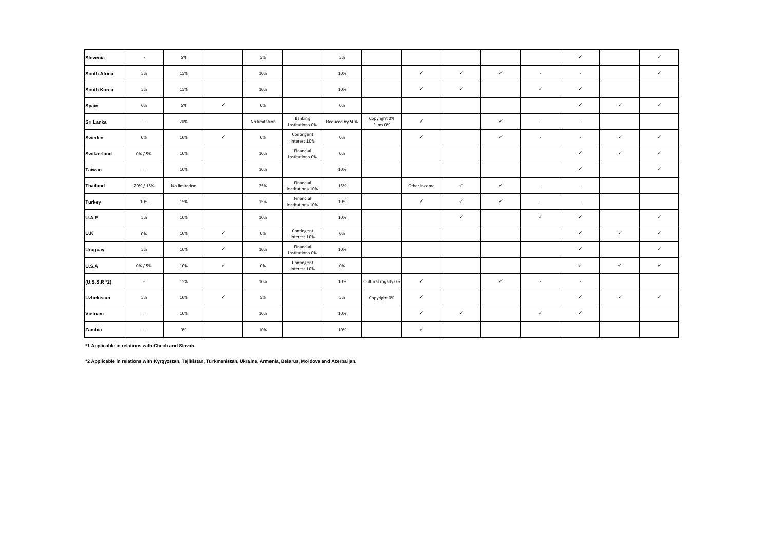| | | | | | | | | | | | | | | |
|---|---|---|---|---|---|---|---|---|---|---|---|---|---|---|
| **Slovenia** | - | 5% | | 5% | | 5% | | | | | | ✓ | | ✓ |
| **South Africa** | 5% | 15% | | 10% | | 10% | | ✓ | ✓ | ✓ | - | - | | ✓ |
| **South Korea** | 5% | 15% | | 10% | | 10% | | ✓ | ✓ | | ✓ | ✓ | | |
| **Spain** | 0% | 5% | ✓ | 0% | | 0% | | | | | | ✓ | ✓ | ✓ |
| **Sri Lanka** | - | 20% | | No limitation | Banking institutions 0% | Reduced by 50% | Copyright 0% Films 0% | ✓ | | ✓ | - | - | | |
| **Sweden** | 0% | 10% | ✓ | 0% | Contingent interest 10% | 0% | | ✓ | | ✓ | - | - | ✓ | ✓ |
| **Switzerland** | 0% / 5% | 10% | | 10% | Financial institutions 0% | 0% | | | | | | ✓ | ✓ | ✓ |
| **Taiwan** | - | 10% | | 10% | | 10% | | | | | | ✓ | | ✓ |
| **Thailand** | 20% / 15% | No limitation | | 25% | Financial institutions 10% | 15% | | Other income | ✓ | ✓ | - | - | | |
| **Turkey** | 10% | 15% | | 15% | Financial institutions 10% | 10% | | ✓ | ✓ | ✓ | - | - | | |
| **U.A.E** | 5% | 10% | | 10% | | 10% | | | ✓ | | ✓ | ✓ | | ✓ |
| **U.K** | 0% | 10% | ✓ | 0% | Contingent interest 10% | 0% | | | | | | ✓ | ✓ | ✓ |
| **Uruguay** | 5% | 10% | ✓ | 10% | Financial institutions 0% | 10% | | | | | | ✓ | | ✓ |
| **U.S.A** | 0% / 5% | 10% | ✓ | 0% | Contingent interest 10% | 0% | | | | | | ✓ | ✓ | ✓ |
| **(U.S.S.R *2)** | - | 15% | | 10% | | 10% | Cultural royalty 0% | ✓ | | ✓ | - | - | | |
| **Uzbekistan** | 5% | 10% | ✓ | 5% | | 5% | Copyright 0% | ✓ | | | | ✓ | ✓ | ✓ |
| **Vietnam** | - | 10% | | 10% | | 10% | | ✓ | ✓ | | ✓ | ✓ | | |
| **Zambia** | - | 0% | | 10% | | 10% | | ✓ | | | | | | |

**\*1 Applicable in relations with Chech and Slovak.**

**\*2 Applicable in relations with Kyrgyzstan, Tajikistan, Turkmenistan, Ukraine, Armenia, Belarus, Moldova and Azerbaijan.**